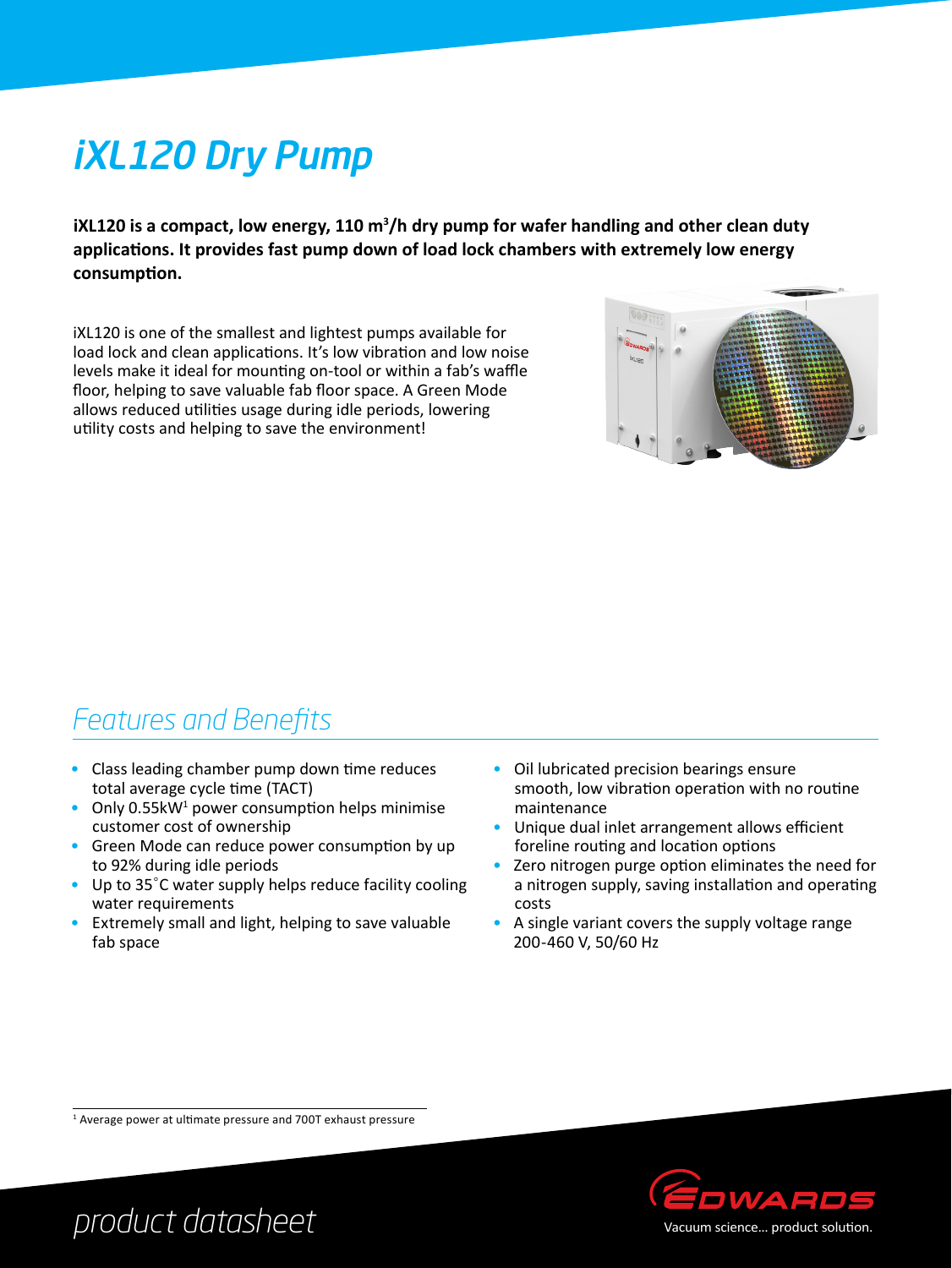# iXL120 Dry Pump

**iXL120 is a compact, low energy, 110 m³/h dry pump for wafer handling and other clean duty applications. It provides fast pump down of load lock chambers with extremely low energy consumption.**

iXL120 is one of the smallest and lightest pumps available for load lock and clean applications. It's low vibration and low noise levels make it ideal for mounting on-tool or within a fab's waffle floor, helping to save valuable fab floor space. A Green Mode allows reduced utilities usage during idle periods, lowering utility costs and helping to save the environment!

## Features and Benefits

- Class leading chamber pump down time reduces total average cycle time (TACT)
- Only 0.55kW[1] power consumption helps minimise customer cost of ownership
- Green Mode can reduce power consumption by up to 92% during idle periods
- Up to 35°C water supply helps reduce facility cooling water requirements
- Extremely small and light, helping to save valuable fab space
- Oil lubricated precision bearings ensure smooth, low vibration operation with no routine maintenance
- Unique dual inlet arrangement allows efficient foreline routing and location options
- Zero nitrogen purge option eliminates the need for a nitrogen supply, saving installation and operating costs
- A single variant covers the supply voltage range 200-460 V, 50/60 Hz

[1] Average power at ultimate pressure and 700T exhaust pressure

product datasheet

EDWARDS
Vacuum science... product solution.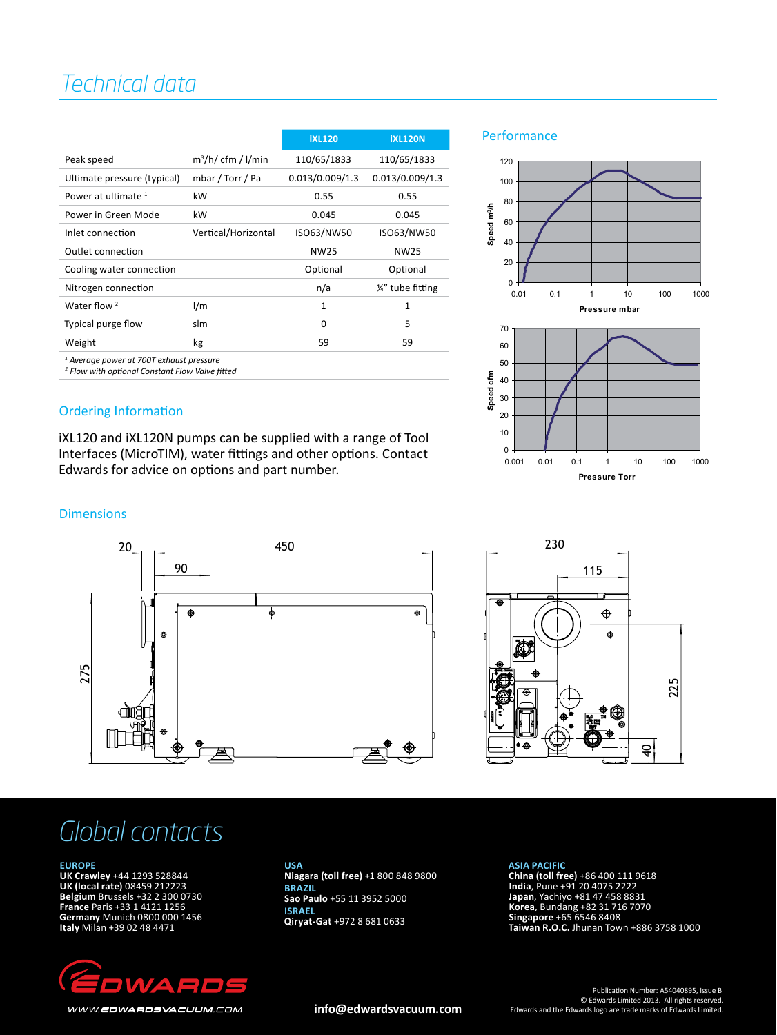# Technical data

| | | iXL120 | iXL120N |
|---|---|---|---|
| Peak speed | $m^3$/h/ cfm / l/min | 110/65/1833 | 110/65/1833 |
| Ultimate pressure (typical) | mbar / Torr / Pa | 0.013/0.009/1.3 | 0.013/0.009/1.3 |
| Power at ultimate [1] | kW | 0.55 | 0.55 |
| Power in Green Mode | kW | 0.045 | 0.045 |
| Inlet connection | Vertical/Horizontal | ISO63/NW50 | ISO63/NW50 |
| Outlet connection | | NW25 | NW25 |
| Cooling water connection | | Optional | Optional |
| Nitrogen connection | | n/a | ¼" tube fitting |
| Water flow [2] | l/m | 1 | 1 |
| Typical purge flow | slm | 0 | 5 |
| Weight | kg | 59 | 59 |

*[1] Average power at 700T exhaust pressure*
*[2] Flow with optional Constant Flow Valve fitted*

## Performance

Speed m³/h

120
100
80
60
40
20
0

0.01 0.1 1 10 100 1000

Pressure mbar

Speed cfm

70
60
50
40
30
20
10
0

0.001 0.01 0.1 1 10 100 1000

Pressure Torr

## Ordering Information

iXL120 and iXL120N pumps can be supplied with a range of Tool Interfaces (MicroTIM), water fittings and other options. Contact Edwards for advice on options and part number.

## Dimensions

20 450 90 275

230 115 225 40

# Global contacts

**EUROPE**
**UK Crawley** +44 1293 528844
**UK (local rate)** 08459 212223
**Belgium** Brussels +32 2 300 0730
**France** Paris +33 1 4121 1256
**Germany** Munich 0800 000 1456
**Italy** Milan +39 02 48 4471

**USA**
**Niagara (toll free)** +1 800 848 9800
**BRAZIL**
**Sao Paulo** +55 11 3952 5000
**ISRAEL**
**Qiryat-Gat** +972 8 681 0633

**ASIA PACIFIC**
**China (toll free)** +86 400 111 9618
**India**, Pune +91 20 4075 2222
**Japan**, Yachiyo +81 47 458 8831
**Korea**, Bundang +82 31 716 7070
**Singapore** +65 6546 8408
**Taiwan R.O.C.** Jhunan Town +886 3758 1000

EDWARDS
WWW.EDWARDSVACUUM.COM

**info@edwardsvacuum.com**

Publication Number: A54040895, Issue B
© Edwards Limited 2013. All rights reserved.
Edwards and the Edwards logo are trade marks of Edwards Limited.